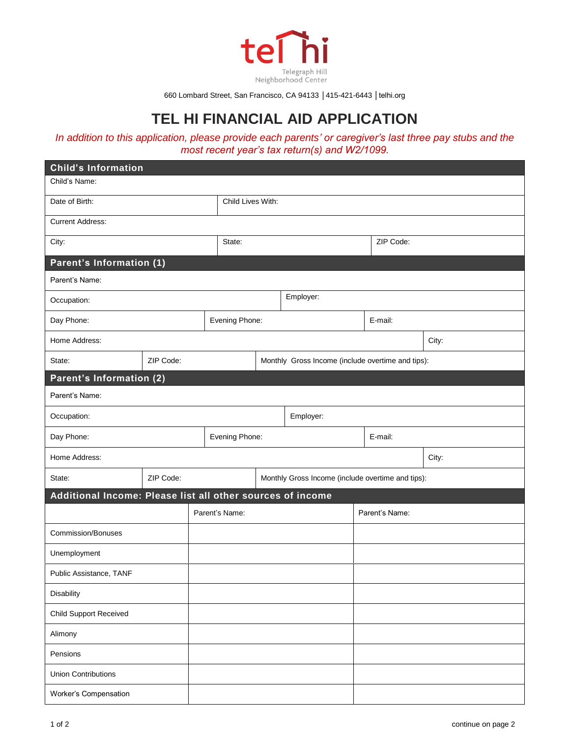tel hi

Telegraph Hill Neighborhood Center

660 Lombard Street, San Francisco, CA 94133 | 415-421-6443 | telhi.org

# TEL HI FINANCIAL AID APPLICATION

*In addition to this application, please provide each parents' or caregiver's last three pay stubs and the most recent year's tax return(s) and W2/1099.*

## Child's Information

| Child's Name: | | |
|---|---|---|
| Date of Birth: | Child Lives With: | |
| Current Address: | | |
| City: | State: | ZIP Code: |

## Parent's Information (1)

| Parent's Name: | | |
|---|---|---|
| Occupation: | Employer: | |
| Day Phone: | Evening Phone: | E-mail: |
| Home Address: | City: | |
| State: | ZIP Code: | Monthly Gross Income (include overtime and tips): |

## Parent's Information (2)

| Parent's Name: | | |
|---|---|---|
| Occupation: | Employer: | |
| Day Phone: | Evening Phone: | E-mail: |
| Home Address: | City: | |
| State: | ZIP Code: | Monthly Gross Income (include overtime and tips): |

## Additional Income: Please list all other sources of income

| | Parent's Name: | Parent's Name: |
|---|---|---|
| Commission/Bonuses | | |
| Unemployment | | |
| Public Assistance, TANF | | |
| Disability | | |
| Child Support Received | | |
| Alimony | | |
| Pensions | | |
| Union Contributions | | |
| Worker's Compensation | | |

continue on page 2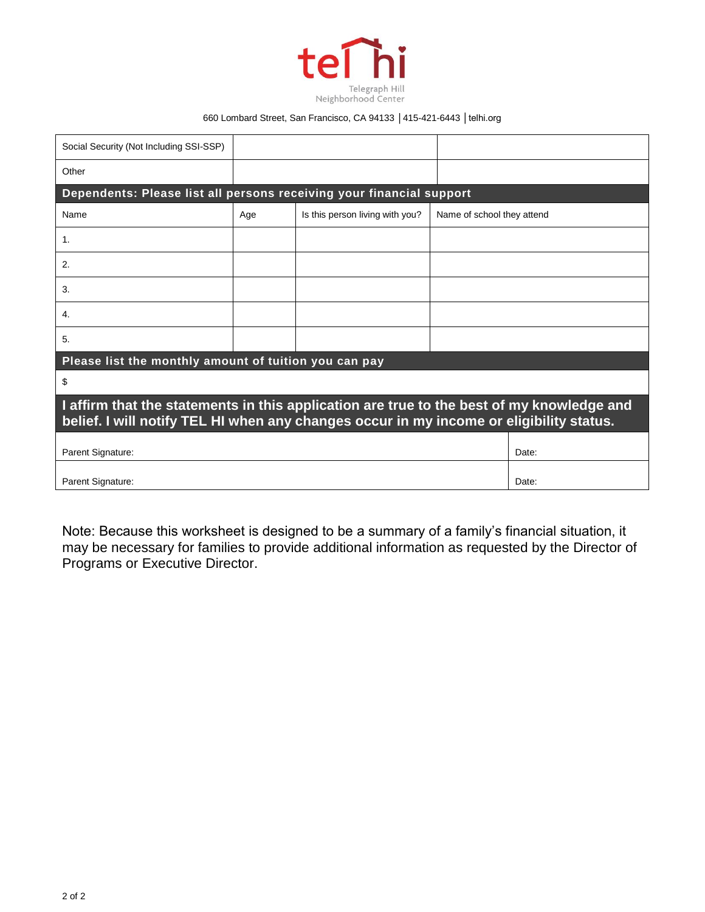tel hi

Telegraph Hill Neighborhood Center

660 Lombard Street, San Francisco, CA 94133 │415-421-6443 │telhi.org

| | | |
|---|---|---|
| Social Security (Not Including SSI-SSP) | | |
| Other | | |

**Dependents: Please list all persons receiving your financial support**

| Name | Age | Is this person living with you? | Name of school they attend |
|---|---|---|---|
| 1. | | | |
| 2. | | | |
| 3. | | | |
| 4. | | | |
| 5. | | | |

**Please list the monthly amount of tuition you can pay**

$

**I affirm that the statements in this application are true to the best of my knowledge and belief. I will notify TEL HI when any changes occur in my income or eligibility status.**

| | |
|---|---|
| Parent Signature: | Date: |
| Parent Signature: | Date: |

Note: Because this worksheet is designed to be a summary of a family's financial situation, it may be necessary for families to provide additional information as requested by the Director of Programs or Executive Director.